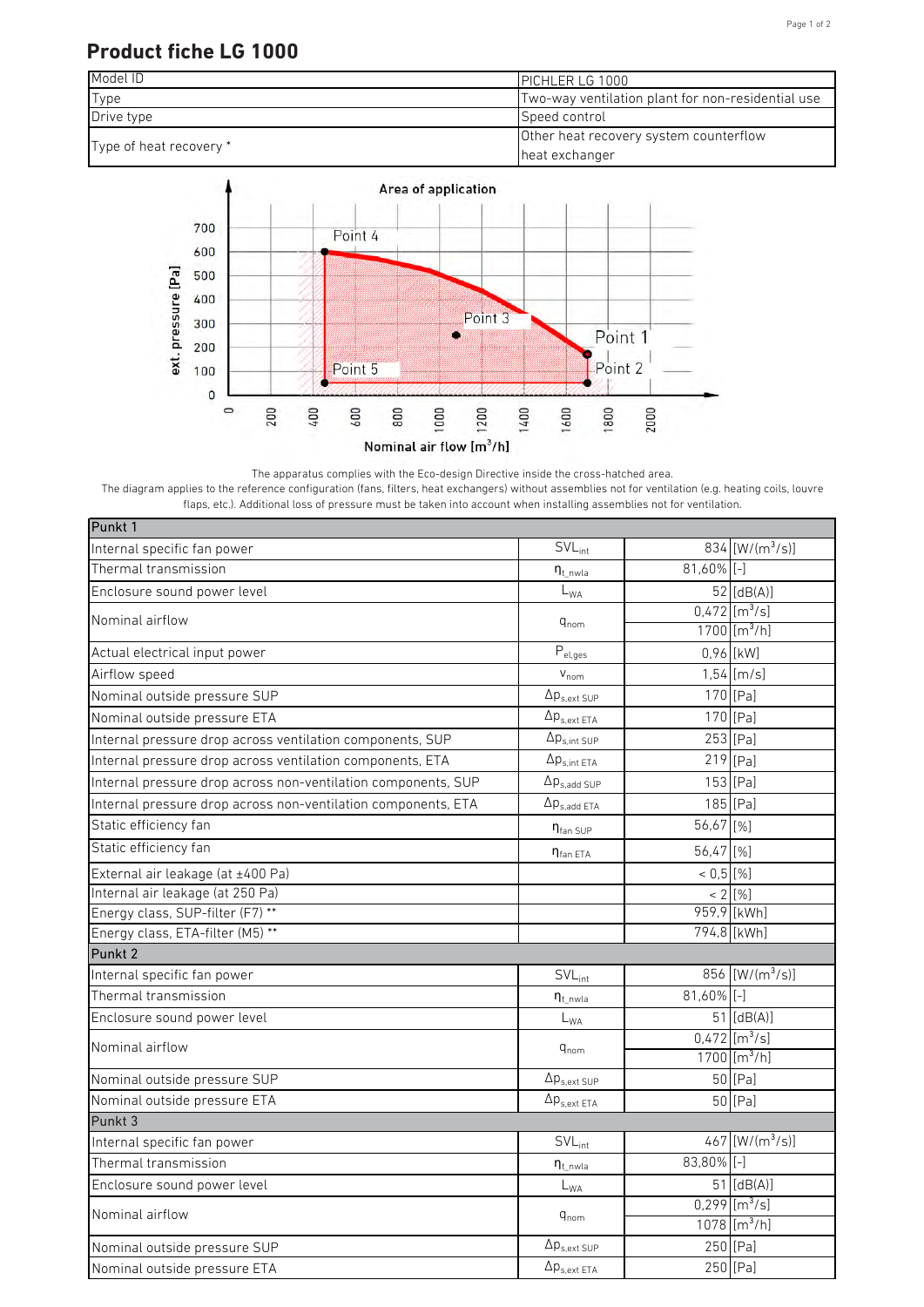# Product fiche LG 1000

| Model ID | PICHLER LG 1000 |
|---|---|
| Type | Two-way ventilation plant for non-residential use |
| Drive type | Speed control |
| Type of heat recovery * | Other heat recovery system counterflow heat exchanger |

The apparatus complies with the Eco-design Directive inside the cross-hatched area.
The diagram applies to the reference configuration (fans, filters, heat exchangers) without assemblies not for ventilation (e.g. heating coils, louvre flaps, etc.). Additional loss of pressure must be taken into account when installing assemblies not for ventilation.

| Punkt 1 | | | |
|---|---|---|---|
| Internal specific fan power | $SVL_{int}$ | 834 | [W/(m$^3$/s)] |
| Thermal transmission | $\eta_{t\_nwla}$ | 81,60% | [-] |
| Enclosure sound power level | $L_{WA}$ | 52 | [dB(A)] |
| Nominal airflow | $q_{nom}$ | 0,472 | [m$^3$/s] |
| | | 1700 | [m$^3$/h] |
| Actual electrical input power | $P_{el,ges}$ | 0,96 | [kW] |
| Airflow speed | $v_{nom}$ | 1,54 | [m/s] |
| Nominal outside pressure SUP | $\Delta p_{s,ext\ SUP}$ | 170 | [Pa] |
| Nominal outside pressure ETA | $\Delta p_{s,ext\ ETA}$ | 170 | [Pa] |
| Internal pressure drop across ventilation components, SUP | $\Delta p_{s,int\ SUP}$ | 253 | [Pa] |
| Internal pressure drop across ventilation components, ETA | $\Delta p_{s,int\ ETA}$ | 219 | [Pa] |
| Internal pressure drop across non-ventilation components, SUP | $\Delta p_{s,add\ SUP}$ | 153 | [Pa] |
| Internal pressure drop across non-ventilation components, ETA | $\Delta p_{s,add\ ETA}$ | 185 | [Pa] |
| Static efficiency fan | $\eta_{fan\ SUP}$ | 56,67 | [%] |
| Static efficiency fan | $\eta_{fan\ ETA}$ | 56,47 | [%] |
| External air leakage (at ±400 Pa) | | < 0,5 | [%] |
| Internal air leakage (at 250 Pa) | | < 2 | [%] |
| Energy class, SUP-filter (F7) ** | | 959,9 | [kWh] |
| Energy class, ETA-filter (M5) ** | | 794,8 | [kWh] |
| **Punkt 2** | | | |
| Internal specific fan power | $SVL_{int}$ | 856 | [W/(m$^3$/s)] |
| Thermal transmission | $\eta_{t\_nwla}$ | 81,60% | [-] |
| Enclosure sound power level | $L_{WA}$ | 51 | [dB(A)] |
| Nominal airflow | $q_{nom}$ | 0,472 | [m$^3$/s] |
| | | 1700 | [m$^3$/h] |
| Nominal outside pressure SUP | $\Delta p_{s,ext\ SUP}$ | 50 | [Pa] |
| Nominal outside pressure ETA | $\Delta p_{s,ext\ ETA}$ | 50 | [Pa] |
| **Punkt 3** | | | |
| Internal specific fan power | $SVL_{int}$ | 467 | [W/(m$^3$/s)] |
| Thermal transmission | $\eta_{t\_nwla}$ | 83,80% | [-] |
| Enclosure sound power level | $L_{WA}$ | 51 | [dB(A)] |
| Nominal airflow | $q_{nom}$ | 0,299 | [m$^3$/s] |
| | | 1078 | [m$^3$/h] |
| Nominal outside pressure SUP | $\Delta p_{s,ext\ SUP}$ | 250 | [Pa] |
| Nominal outside pressure ETA | $\Delta p_{s,ext\ ETA}$ | 250 | [Pa] |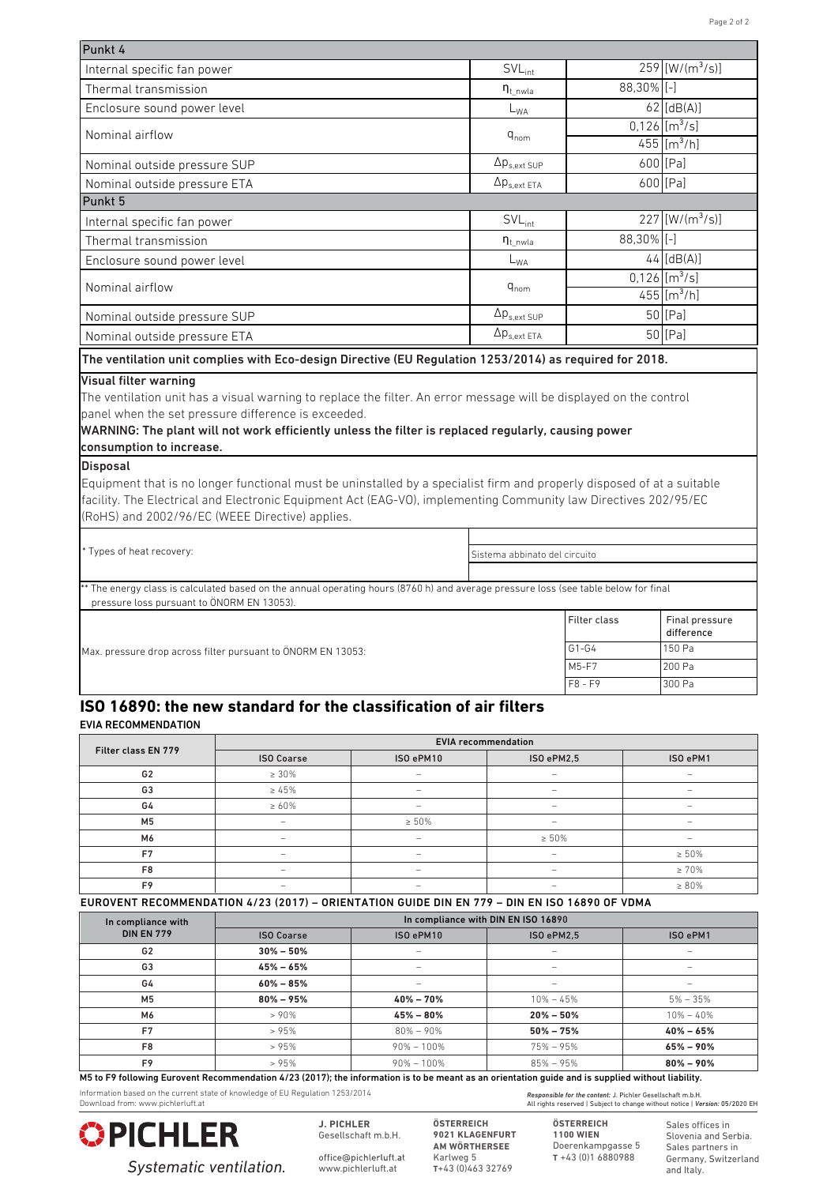| Punkt 4 | | | |
|---|---|---|---|
| Internal specific fan power | $SVL_{int}$ | 259 | [W/(m³/s)] |
| Thermal transmission | $\eta_{t\_nwla}$ | 88,30% | [-] |
| Enclosure sound power level | $L_{WA}$ | 62 | [dB(A)] |
| Nominal airflow | $q_{nom}$ | 0,126 | [m³/s] |
| | | 455 | [m³/h] |
| Nominal outside pressure SUP | $\Delta p_{s,ext\ SUP}$ | 600 | [Pa] |
| Nominal outside pressure ETA | $\Delta p_{s,ext\ ETA}$ | 600 | [Pa] |

| Punkt 5 | | | |
|---|---|---|---|
| Internal specific fan power | $SVL_{int}$ | 227 | [W/(m³/s)] |
| Thermal transmission | $\eta_{t\_nwla}$ | 88,30% | [-] |
| Enclosure sound power level | $L_{WA}$ | 44 | [dB(A)] |
| Nominal airflow | $q_{nom}$ | 0,126 | [m³/s] |
| | | 455 | [m³/h] |
| Nominal outside pressure SUP | $\Delta p_{s,ext\ SUP}$ | 50 | [Pa] |
| Nominal outside pressure ETA | $\Delta p_{s,ext\ ETA}$ | 50 | [Pa] |

**The ventilation unit complies with Eco-design Directive (EU Regulation 1253/2014) as required for 2018.**

**Visual filter warning**

The ventilation unit has a visual warning to replace the filter. An error message will be displayed on the control panel when the set pressure difference is exceeded.

**WARNING: The plant will not work efficiently unless the filter is replaced regularly, causing power consumption to increase.**

**Disposal**

Equipment that is no longer functional must be uninstalled by a specialist firm and properly disposed of at a suitable facility. The Electrical and Electronic Equipment Act (EAG-VO), implementing Community law Directives 202/95/EC (RoHS) and 2002/96/EC (WEEE Directive) applies.

| | |
|---|---|
| * Types of heat recovery: | Sistema abbinato del circuito |

** The energy class is calculated based on the annual operating hours (8760 h) and average pressure loss (see table below for final pressure loss pursuant to ÖNORM EN 13053).

| | Filter class | Final pressure difference |
|---|---|---|
| Max. pressure drop across filter pursuant to ÖNORM EN 13053: | G1-G4 | 150 Pa |
| | M5-F7 | 200 Pa |
| | F8 - F9 | 300 Pa |

## ISO 16890: the new standard for the classification of air filters

**EVIA RECOMMENDATION**

| Filter class EN 779 | EVIA recommendation | | | |
|---|---|---|---|---|
| | ISO Coarse | ISO ePM10 | ISO ePM2,5 | ISO ePM1 |
| G2 | ≥ 30% | – | – | – |
| G3 | ≥ 45% | – | – | – |
| G4 | ≥ 60% | – | – | – |
| M5 | – | ≥ 50% | – | – |
| M6 | – | – | ≥ 50% | – |
| F7 | – | – | – | ≥ 50% |
| F8 | – | – | – | ≥ 70% |
| F9 | – | – | – | ≥ 80% |

**EUROVENT RECOMMENDATION 4/23 (2017) – ORIENTATION GUIDE DIN EN 779 – DIN EN ISO 16890 OF VDMA**

| In compliance with DIN EN 779 | In compliance with DIN EN ISO 16890 | | | |
|---|---|---|---|---|
| | ISO Coarse | ISO ePM10 | ISO ePM2,5 | ISO ePM1 |
| G2 | **30% – 50%** | – | – | – |
| G3 | **45% – 65%** | – | – | – |
| G4 | **60% – 85%** | – | – | – |
| M5 | **80% – 95%** | **40% – 70%** | 10% – 45% | 5% – 35% |
| M6 | > 90% | **45% – 80%** | **20% – 50%** | 10% – 40% |
| F7 | > 95% | 80% – 90% | **50% – 75%** | **40% – 65%** |
| F8 | > 95% | 90% – 100% | 75% – 95% | **65% – 90%** |
| F9 | > 95% | 90% – 100% | 85% – 95% | **80% – 90%** |

**M5 to F9 following Eurovent Recommendation 4/23 (2017); the information is to be meant as an orientation guide and is supplied without liability.**

Information based on the current state of knowledge of EU Regulation 1253/2014
Download from: www.pichlerluft.at

*Responsible for the content:* J. Pichler Gesellschaft m.b.H.
All rights reserved | Subject to change without notice | *Version:* 05/2020 EH

PICHLER
*Systematic ventilation.*

**J. PICHLER**
Gesellschaft m.b.H.
office@pichlerluft.at
www.pichlerluft.at

**ÖSTERREICH**
**9021 KLAGENFURT AM WÖRTHERSEE**
Karlweg 5
**T** +43 (0)463 32769

**ÖSTERREICH**
**1100 WIEN**
Doerenkampgasse 5
**T** +43 (0)1 6880988

Sales offices in Slovenia and Serbia.
Sales partners in Germany, Switzerland and Italy.